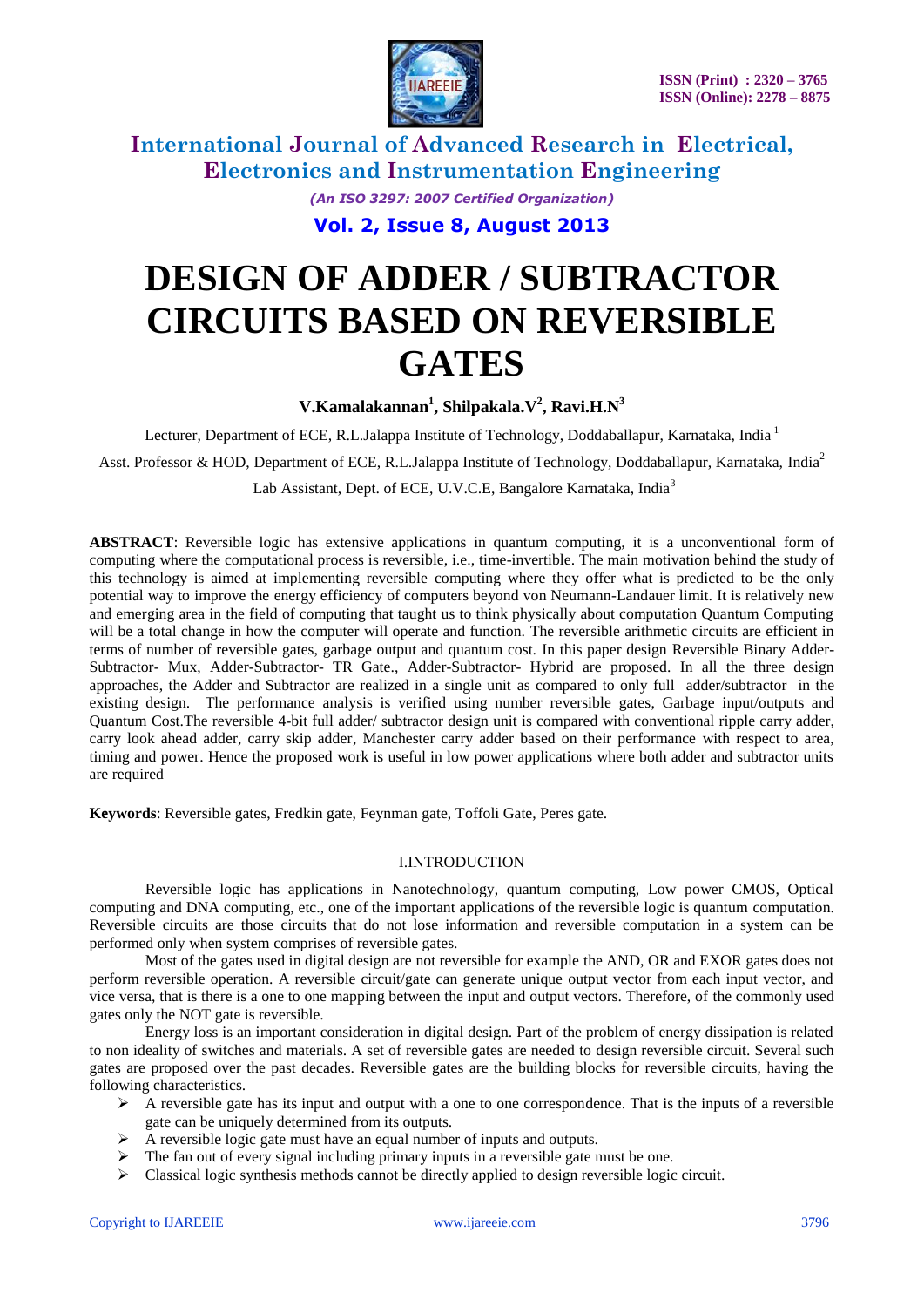# DESIGN OF ADDER / SUBTRACTOR CIRCUITS BASED ON REVERSIBLE GATES

**V.Kamalakannan[1], Shilpakala.V[2], Ravi.H.N[3]**

Lecturer, Department of ECE, R.L.Jalappa Institute of Technology, Doddaballapur, Karnataka, India [1]

Asst. Professor & HOD, Department of ECE, R.L.Jalappa Institute of Technology, Doddaballapur, Karnataka, India[2]

Lab Assistant, Dept. of ECE, U.V.C.E, Bangalore Karnataka, India[3]

**ABSTRACT**: Reversible logic has extensive applications in quantum computing, it is a unconventional form of computing where the computational process is reversible, i.e., time-invertible. The main motivation behind the study of this technology is aimed at implementing reversible computing where they offer what is predicted to be the only potential way to improve the energy efficiency of computers beyond von Neumann-Landauer limit. It is relatively new and emerging area in the field of computing that taught us to think physically about computation Quantum Computing will be a total change in how the computer will operate and function. The reversible arithmetic circuits are efficient in terms of number of reversible gates, garbage output and quantum cost. In this paper design Reversible Binary Adder-Subtractor- Mux, Adder-Subtractor- TR Gate., Adder-Subtractor- Hybrid are proposed. In all the three design approaches, the Adder and Subtractor are realized in a single unit as compared to only full adder/subtractor in the existing design. The performance analysis is verified using number reversible gates, Garbage input/outputs and Quantum Cost.The reversible 4-bit full adder/ subtractor design unit is compared with conventional ripple carry adder, carry look ahead adder, carry skip adder, Manchester carry adder based on their performance with respect to area, timing and power. Hence the proposed work is useful in low power applications where both adder and subtractor units are required

**Keywords**: Reversible gates, Fredkin gate, Feynman gate, Toffoli Gate, Peres gate.

## I.INTRODUCTION

Reversible logic has applications in Nanotechnology, quantum computing, Low power CMOS, Optical computing and DNA computing, etc., one of the important applications of the reversible logic is quantum computation. Reversible circuits are those circuits that do not lose information and reversible computation in a system can be performed only when system comprises of reversible gates.

Most of the gates used in digital design are not reversible for example the AND, OR and EXOR gates does not perform reversible operation. A reversible circuit/gate can generate unique output vector from each input vector, and vice versa, that is there is a one to one mapping between the input and output vectors. Therefore, of the commonly used gates only the NOT gate is reversible.

Energy loss is an important consideration in digital design. Part of the problem of energy dissipation is related to non ideality of switches and materials. A set of reversible gates are needed to design reversible circuit. Several such gates are proposed over the past decades. Reversible gates are the building blocks for reversible circuits, having the following characteristics.

- A reversible gate has its input and output with a one to one correspondence. That is the inputs of a reversible gate can be uniquely determined from its outputs.
- A reversible logic gate must have an equal number of inputs and outputs.
- The fan out of every signal including primary inputs in a reversible gate must be one.
- Classical logic synthesis methods cannot be directly applied to design reversible logic circuit.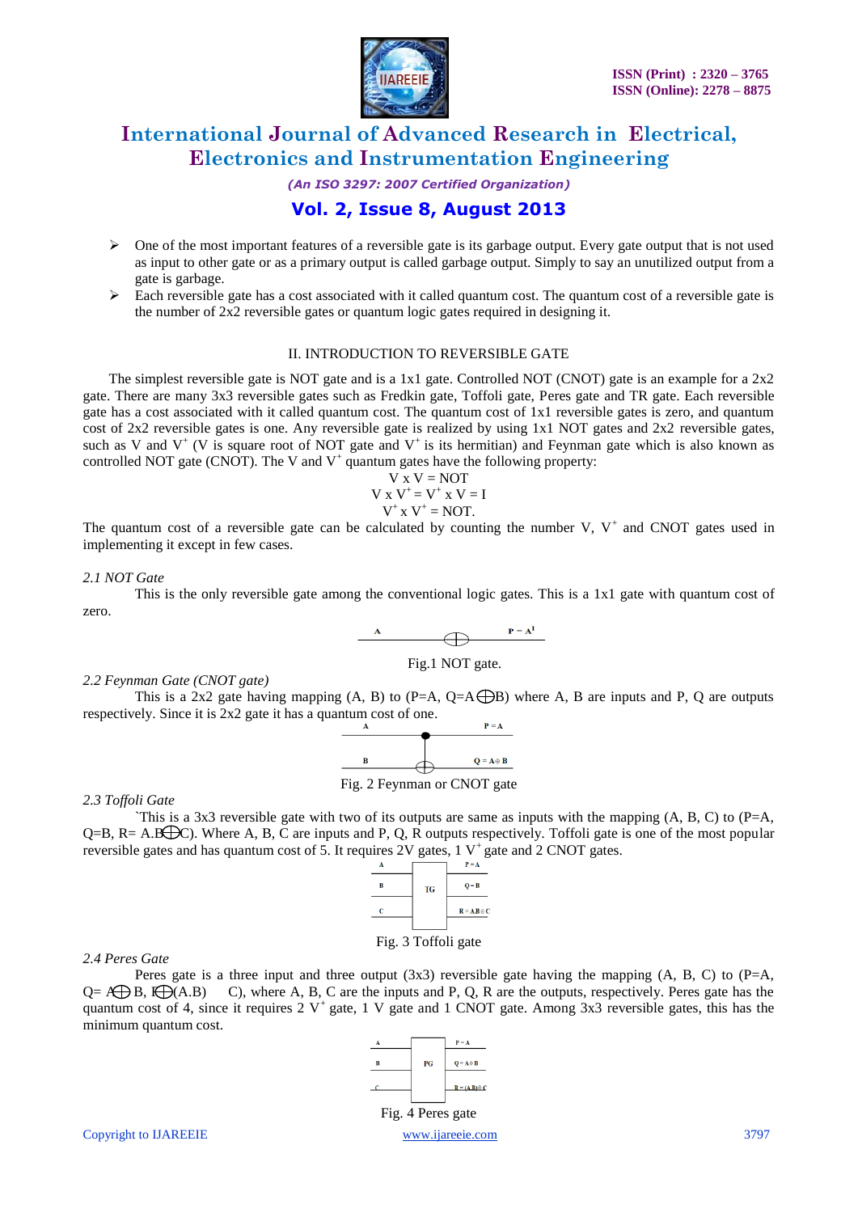- One of the most important features of a reversible gate is its garbage output. Every gate output that is not used as input to other gate or as a primary output is called garbage output. Simply to say an unutilized output from a gate is garbage.
- Each reversible gate has a cost associated with it called quantum cost. The quantum cost of a reversible gate is the number of 2x2 reversible gates or quantum logic gates required in designing it.

## II. INTRODUCTION TO REVERSIBLE GATE

The simplest reversible gate is NOT gate and is a 1x1 gate. Controlled NOT (CNOT) gate is an example for a 2x2 gate. There are many 3x3 reversible gates such as Fredkin gate, Toffoli gate, Peres gate and TR gate. Each reversible gate has a cost associated with it called quantum cost. The quantum cost of 1x1 reversible gates is zero, and quantum cost of 2x2 reversible gates is one. Any reversible gate is realized by using 1x1 NOT gates and 2x2 reversible gates, such as V and $V^+$ (V is square root of NOT gate and $V^+$ is its hermitian) and Feynman gate which is also known as controlled NOT gate (CNOT). The V and $V^+$ quantum gates have the following property:

$$V \times V = NOT$$
$$V \times V^+ = V^+ \times V = I$$
$$V^+ \times V^+ = NOT.$$

The quantum cost of a reversible gate can be calculated by counting the number V, $V^+$ and CNOT gates used in implementing it except in few cases.

### *2.1 NOT Gate*

This is the only reversible gate among the conventional logic gates. This is a 1x1 gate with quantum cost of zero.

Fig.1 NOT gate.

### *2.2 Feynman Gate (CNOT gate)*

This is a 2x2 gate having mapping (A, B) to (P=A, Q=A$\oplus$B) where A, B are inputs and P, Q are outputs respectively. Since it is 2x2 gate it has a quantum cost of one.

Fig. 2 Feynman or CNOT gate

### *2.3 Toffoli Gate*

`This is a 3x3 reversible gate with two of its outputs are same as inputs with the mapping (A, B, C) to (P=A, Q=B, R= A.B$\oplus$C). Where A, B, C are inputs and P, Q, R outputs respectively. Toffoli gate is one of the most popular reversible gates and has quantum cost of 5. It requires 2V gates, 1 $V^+$ gate and 2 CNOT gates.

Fig. 3 Toffoli gate

### *2.4 Peres Gate*

Peres gate is a three input and three output (3x3) reversible gate having the mapping (A, B, C) to (P=A, Q= A$\oplus$B, R$\oplus$(A.B) C), where A, B, C are the inputs and P, Q, R are the outputs, respectively. Peres gate has the quantum cost of 4, since it requires 2 $V^+$ gate, 1 V gate and 1 CNOT gate. Among 3x3 reversible gates, this has the minimum quantum cost.

Fig. 4 Peres gate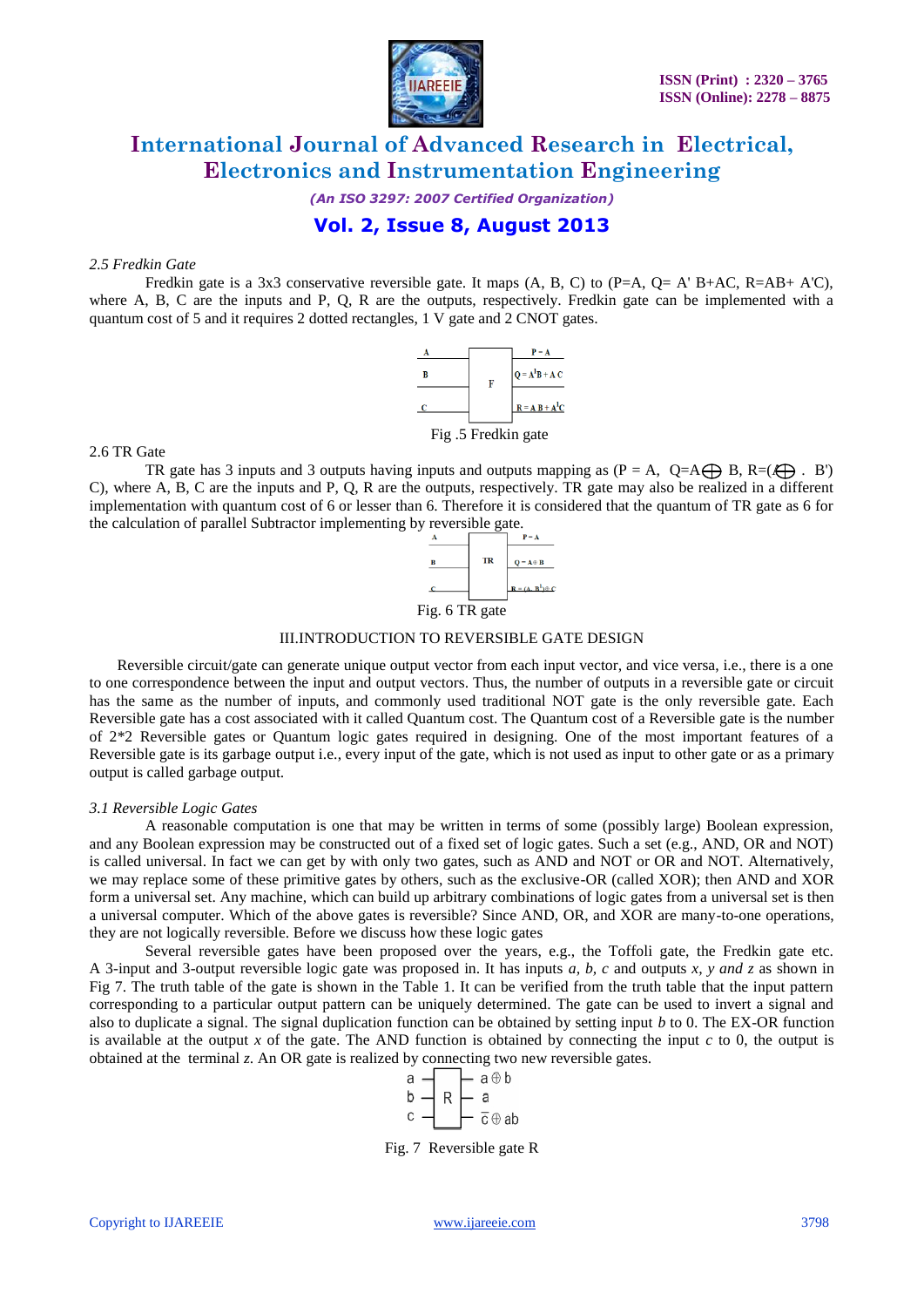*2.5 Fredkin Gate*

Fredkin gate is a 3x3 conservative reversible gate. It maps (A, B, C) to (P=A, Q= A' B+AC, R=AB+ A'C), where A, B, C are the inputs and P, Q, R are the outputs, respectively. Fredkin gate can be implemented with a quantum cost of 5 and it requires 2 dotted rectangles, 1 V gate and 2 CNOT gates.

Fig .5 Fredkin gate

2.6 TR Gate

TR gate has 3 inputs and 3 outputs having inputs and outputs mapping as (P = A, $Q=A \oplus B$, $R=(A \cdot B') \oplus C$), where A, B, C are the inputs and P, Q, R are the outputs, respectively. TR gate may also be realized in a different implementation with quantum cost of 6 or lesser than 6. Therefore it is considered that the quantum of TR gate as 6 for the calculation of parallel Subtractor implementing by reversible gate.

Fig. 6 TR gate

## III.INTRODUCTION TO REVERSIBLE GATE DESIGN

Reversible circuit/gate can generate unique output vector from each input vector, and vice versa, i.e., there is a one to one correspondence between the input and output vectors. Thus, the number of outputs in a reversible gate or circuit has the same as the number of inputs, and commonly used traditional NOT gate is the only reversible gate. Each Reversible gate has a cost associated with it called Quantum cost. The Quantum cost of a Reversible gate is the number of 2*2 Reversible gates or Quantum logic gates required in designing. One of the most important features of a Reversible gate is its garbage output i.e., every input of the gate, which is not used as input to other gate or as a primary output is called garbage output.

*3.1 Reversible Logic Gates*

A reasonable computation is one that may be written in terms of some (possibly large) Boolean expression, and any Boolean expression may be constructed out of a fixed set of logic gates. Such a set (e.g., AND, OR and NOT) is called universal. In fact we can get by with only two gates, such as AND and NOT or OR and NOT. Alternatively, we may replace some of these primitive gates by others, such as the exclusive-OR (called XOR); then AND and XOR form a universal set. Any machine, which can build up arbitrary combinations of logic gates from a universal set is then a universal computer. Which of the above gates is reversible? Since AND, OR, and XOR are many-to-one operations, they are not logically reversible. Before we discuss how these logic gates

Several reversible gates have been proposed over the years, e.g., the Toffoli gate, the Fredkin gate etc. A 3-input and 3-output reversible logic gate was proposed in. It has inputs *a, b, c* and outputs *x, y and z* as shown in Fig 7. The truth table of the gate is shown in the Table 1. It can be verified from the truth table that the input pattern corresponding to a particular output pattern can be uniquely determined. The gate can be used to invert a signal and also to duplicate a signal. The signal duplication function can be obtained by setting input *b* to 0. The EX-OR function is available at the output *x* of the gate. The AND function is obtained by connecting the input *c* to 0, the output is obtained at the terminal *z*. An OR gate is realized by connecting two new reversible gates.

Fig. 7 Reversible gate R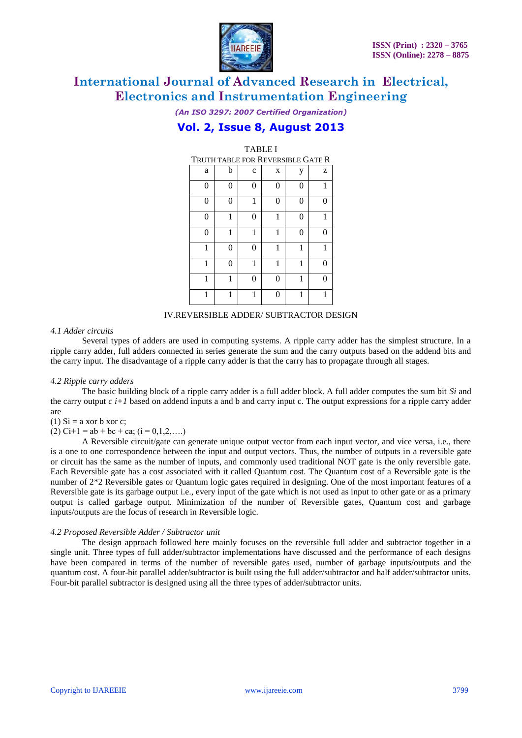TABLE I

TRUTH TABLE FOR REVERSIBLE GATE R

| a | b | c | x | y | z |
|---|---|---|---|---|---|
| 0 | 0 | 0 | 0 | 0 | 1 |
| 0 | 0 | 1 | 0 | 0 | 0 |
| 0 | 1 | 0 | 1 | 0 | 1 |
| 0 | 1 | 1 | 1 | 0 | 0 |
| 1 | 0 | 0 | 1 | 1 | 1 |
| 1 | 0 | 1 | 1 | 1 | 0 |
| 1 | 1 | 0 | 0 | 1 | 0 |
| 1 | 1 | 1 | 0 | 1 | 1 |

## IV.REVERSIBLE ADDER/ SUBTRACTOR DESIGN

### *4.1 Adder circuits*

Several types of adders are used in computing systems. A ripple carry adder has the simplest structure. In a ripple carry adder, full adders connected in series generate the sum and the carry outputs based on the addend bits and the carry input. The disadvantage of a ripple carry adder is that the carry has to propagate through all stages.

### *4.2 Ripple carry adders*

The basic building block of a ripple carry adder is a full adder block. A full adder computes the sum bit $S_i$ and the carry output $c_{i+1}$ based on addend inputs a and b and carry input c. The output expressions for a ripple carry adder are

(1) $S_i$ = a xor b xor c;

(2) $C_{i+1}$ = ab + bc + ca; (i = 0,1,2,….)

A Reversible circuit/gate can generate unique output vector from each input vector, and vice versa, i.e., there is a one to one correspondence between the input and output vectors. Thus, the number of outputs in a reversible gate or circuit has the same as the number of inputs, and commonly used traditional NOT gate is the only reversible gate. Each Reversible gate has a cost associated with it called Quantum cost. The Quantum cost of a Reversible gate is the number of 2*2 Reversible gates or Quantum logic gates required in designing. One of the most important features of a Reversible gate is its garbage output i.e., every input of the gate which is not used as input to other gate or as a primary output is called garbage output. Minimization of the number of Reversible gates, Quantum cost and garbage inputs/outputs are the focus of research in Reversible logic.

### *4.2 Proposed Reversible Adder / Subtractor unit*

The design approach followed here mainly focuses on the reversible full adder and subtractor together in a single unit. Three types of full adder/subtractor implementations have discussed and the performance of each designs have been compared in terms of the number of reversible gates used, number of garbage inputs/outputs and the quantum cost. A four-bit parallel adder/subtractor is built using the full adder/subtractor and half adder/subtractor units. Four-bit parallel subtractor is designed using all the three types of adder/subtractor units.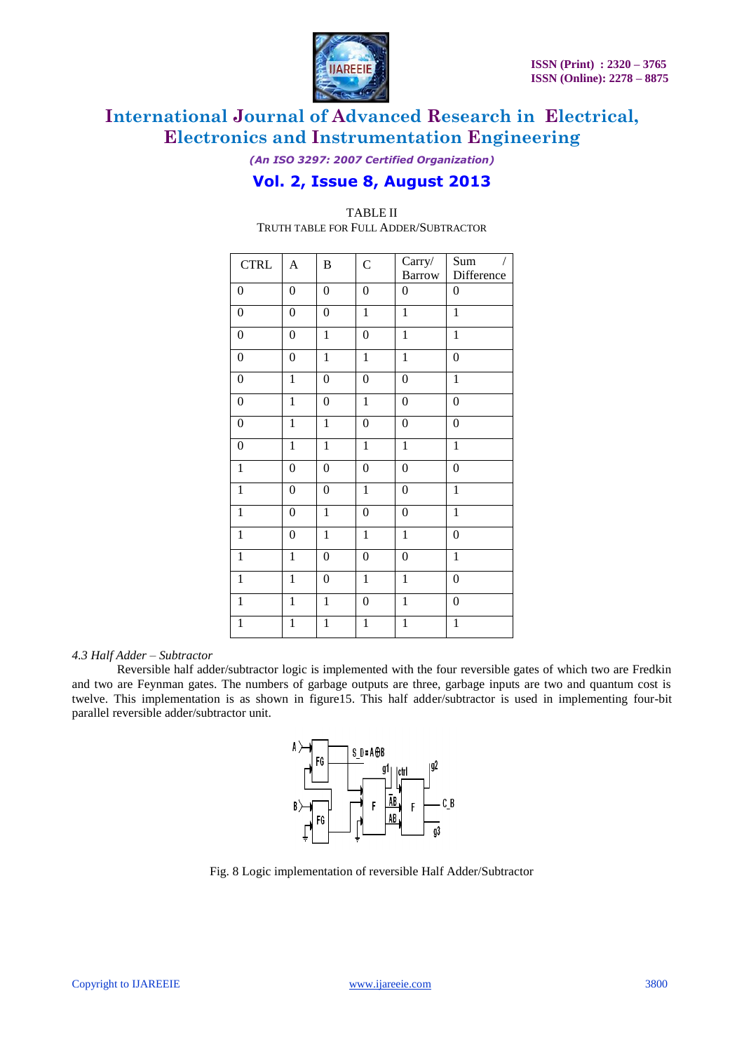TABLE II
TRUTH TABLE FOR FULL ADDER/SUBTRACTOR

| CTRL | A | B | C | Carry/ Barrow | Sum / Difference |
|---|---|---|---|---|---|
| 0 | 0 | 0 | 0 | 0 | 0 |
| 0 | 0 | 0 | 1 | 1 | 1 |
| 0 | 0 | 1 | 0 | 1 | 1 |
| 0 | 0 | 1 | 1 | 1 | 0 |
| 0 | 1 | 0 | 0 | 0 | 1 |
| 0 | 1 | 0 | 1 | 0 | 0 |
| 0 | 1 | 1 | 0 | 0 | 0 |
| 0 | 1 | 1 | 1 | 1 | 1 |
| 1 | 0 | 0 | 0 | 0 | 0 |
| 1 | 0 | 0 | 1 | 0 | 1 |
| 1 | 0 | 1 | 0 | 0 | 1 |
| 1 | 0 | 1 | 1 | 1 | 0 |
| 1 | 1 | 0 | 0 | 0 | 1 |
| 1 | 1 | 0 | 1 | 1 | 0 |
| 1 | 1 | 1 | 0 | 1 | 0 |
| 1 | 1 | 1 | 1 | 1 | 1 |

*4.3 Half Adder – Subtractor*

Reversible half adder/subtractor logic is implemented with the four reversible gates of which two are Fredkin and two are Feynman gates. The numbers of garbage outputs are three, garbage inputs are two and quantum cost is twelve. This implementation is as shown in figure15. This half adder/subtractor is used in implementing four-bit parallel reversible adder/subtractor unit.

Fig. 8 Logic implementation of reversible Half Adder/Subtractor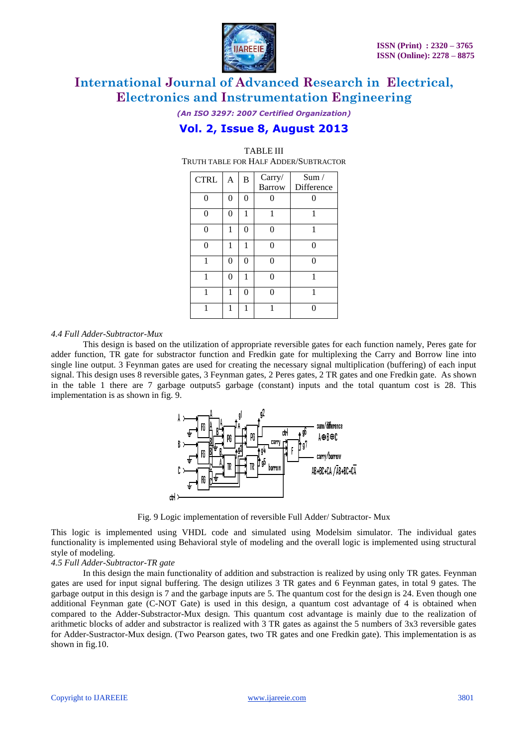TABLE III
TRUTH TABLE FOR HALF ADDER/SUBTRACTOR

| CTRL | A | B | Carry/ Barrow | Sum / Difference |
|---|---|---|---|---|
| 0 | 0 | 0 | 0 | 0 |
| 0 | 0 | 1 | 1 | 1 |
| 0 | 1 | 0 | 0 | 1 |
| 0 | 1 | 1 | 0 | 0 |
| 1 | 0 | 0 | 0 | 0 |
| 1 | 0 | 1 | 0 | 1 |
| 1 | 1 | 0 | 0 | 1 |
| 1 | 1 | 1 | 1 | 0 |

*4.4 Full Adder-Subtractor-Mux*

This design is based on the utilization of appropriate reversible gates for each function namely, Peres gate for adder function, TR gate for substractor function and Fredkin gate for multiplexing the Carry and Borrow line into single line output. 3 Feynman gates are used for creating the necessary signal multiplication (buffering) of each input signal. This design uses 8 reversible gates, 3 Feynman gates, 2 Peres gates, 2 TR gates and one Fredkin gate. As shown in the table 1 there are 7 garbage outputs5 garbage (constant) inputs and the total quantum cost is 28. This implementation is as shown in fig. 9.

Fig. 9 Logic implementation of reversible Full Adder/ Subtractor- Mux

This logic is implemented using VHDL code and simulated using Modelsim simulator. The individual gates functionality is implemented using Behavioral style of modeling and the overall logic is implemented using structural style of modeling.

*4.5 Full Adder-Subtractor-TR gate*

In this design the main functionality of addition and substraction is realized by using only TR gates. Feynman gates are used for input signal buffering. The design utilizes 3 TR gates and 6 Feynman gates, in total 9 gates. The garbage output in this design is 7 and the garbage inputs are 5. The quantum cost for the design is 24. Even though one additional Feynman gate (C-NOT Gate) is used in this design, a quantum cost advantage of 4 is obtained when compared to the Adder-Substractor-Mux design. This quantum cost advantage is mainly due to the realization of arithmetic blocks of adder and substractor is realized with 3 TR gates as against the 5 numbers of 3x3 reversible gates for Adder-Sustractor-Mux design. (Two Pearson gates, two TR gates and one Fredkin gate). This implementation is as shown in fig.10.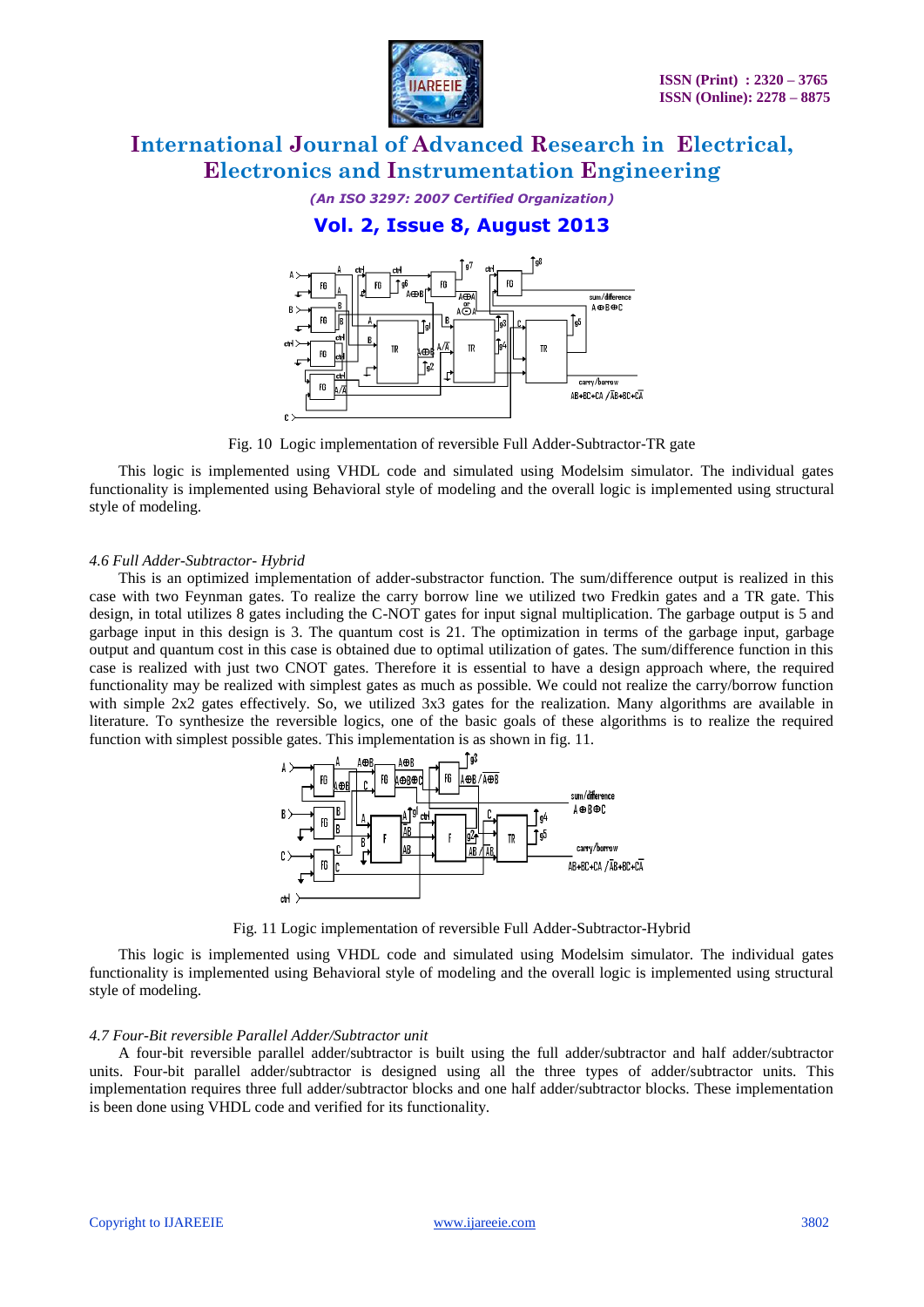Fig. 10  Logic implementation of reversible Full Adder-Subtractor-TR gate

This logic is implemented using VHDL code and simulated using Modelsim simulator. The individual gates functionality is implemented using Behavioral style of modeling and the overall logic is implemented using structural style of modeling.

### *4.6 Full Adder-Subtractor- Hybrid*

This is an optimized implementation of adder-substractor function. The sum/difference output is realized in this case with two Feynman gates. To realize the carry borrow line we utilized two Fredkin gates and a TR gate. This design, in total utilizes 8 gates including the C-NOT gates for input signal multiplication. The garbage output is 5 and garbage input in this design is 3. The quantum cost is 21. The optimization in terms of the garbage input, garbage output and quantum cost in this case is obtained due to optimal utilization of gates. The sum/difference function in this case is realized with just two CNOT gates. Therefore it is essential to have a design approach where, the required functionality may be realized with simplest gates as much as possible. We could not realize the carry/borrow function with simple 2x2 gates effectively. So, we utilized 3x3 gates for the realization. Many algorithms are available in literature. To synthesize the reversible logics, one of the basic goals of these algorithms is to realize the required function with simplest possible gates. This implementation is as shown in fig. 11.

Fig. 11 Logic implementation of reversible Full Adder-Subtractor-Hybrid

This logic is implemented using VHDL code and simulated using Modelsim simulator. The individual gates functionality is implemented using Behavioral style of modeling and the overall logic is implemented using structural style of modeling.

### *4.7 Four-Bit reversible Parallel Adder/Subtractor unit*

A four-bit reversible parallel adder/subtractor is built using the full adder/subtractor and half adder/subtractor units. Four-bit parallel adder/subtractor is designed using all the three types of adder/subtractor units. This implementation requires three full adder/subtractor blocks and one half adder/subtractor blocks. These implementation is been done using VHDL code and verified for its functionality.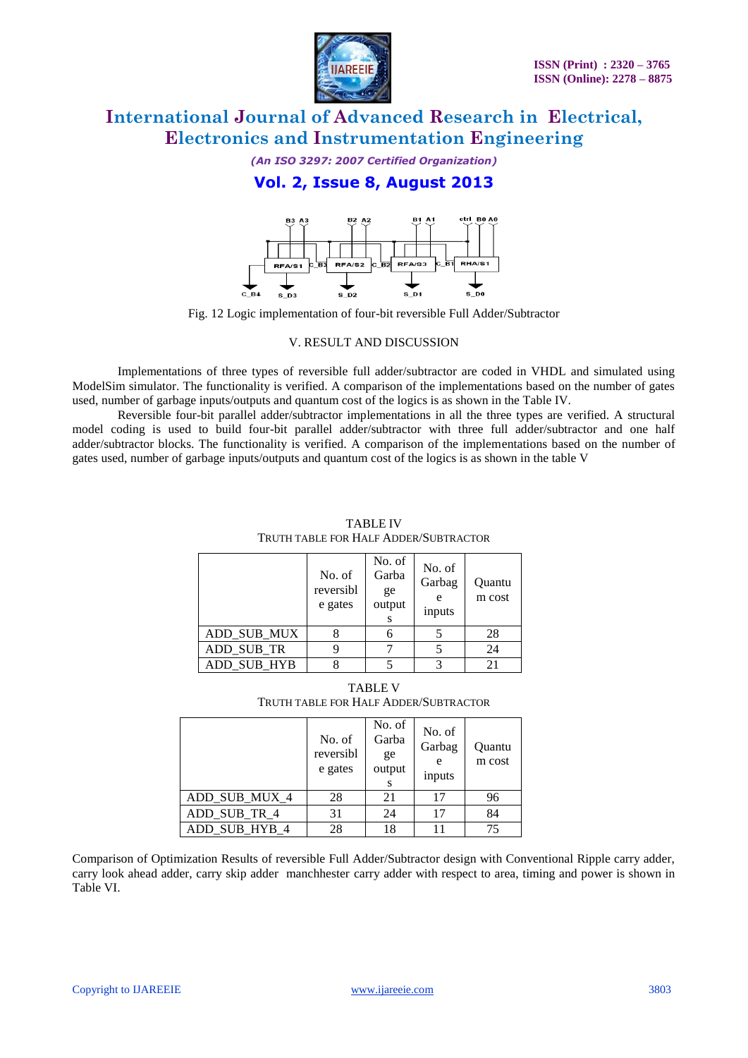Fig. 12 Logic implementation of four-bit reversible Full Adder/Subtractor

## V. RESULT AND DISCUSSION

Implementations of three types of reversible full adder/subtractor are coded in VHDL and simulated using ModelSim simulator. The functionality is verified. A comparison of the implementations based on the number of gates used, number of garbage inputs/outputs and quantum cost of the logics is as shown in the Table IV.

Reversible four-bit parallel adder/subtractor implementations in all the three types are verified. A structural model coding is used to build four-bit parallel adder/subtractor with three full adder/subtractor and one half adder/subtractor blocks. The functionality is verified. A comparison of the implementations based on the number of gates used, number of garbage inputs/outputs and quantum cost of the logics is as shown in the table V

TABLE IV
TRUTH TABLE FOR HALF ADDER/SUBTRACTOR

| | No. of reversible gates | No. of Garbage outputs | No. of Garbage inputs | Quantum cost |
|---|---|---|---|---|
| ADD_SUB_MUX | 8 | 6 | 5 | 28 |
| ADD_SUB_TR | 9 | 7 | 5 | 24 |
| ADD_SUB_HYB | 8 | 5 | 3 | 21 |

TABLE V
TRUTH TABLE FOR HALF ADDER/SUBTRACTOR

| | No. of reversible gates | No. of Garbage outputs | No. of Garbage inputs | Quantum cost |
|---|---|---|---|---|
| ADD_SUB_MUX_4 | 28 | 21 | 17 | 96 |
| ADD_SUB_TR_4 | 31 | 24 | 17 | 84 |
| ADD_SUB_HYB_4 | 28 | 18 | 11 | 75 |

Comparison of Optimization Results of reversible Full Adder/Subtractor design with Conventional Ripple carry adder, carry look ahead adder, carry skip adder manchhester carry adder with respect to area, timing and power is shown in Table VI.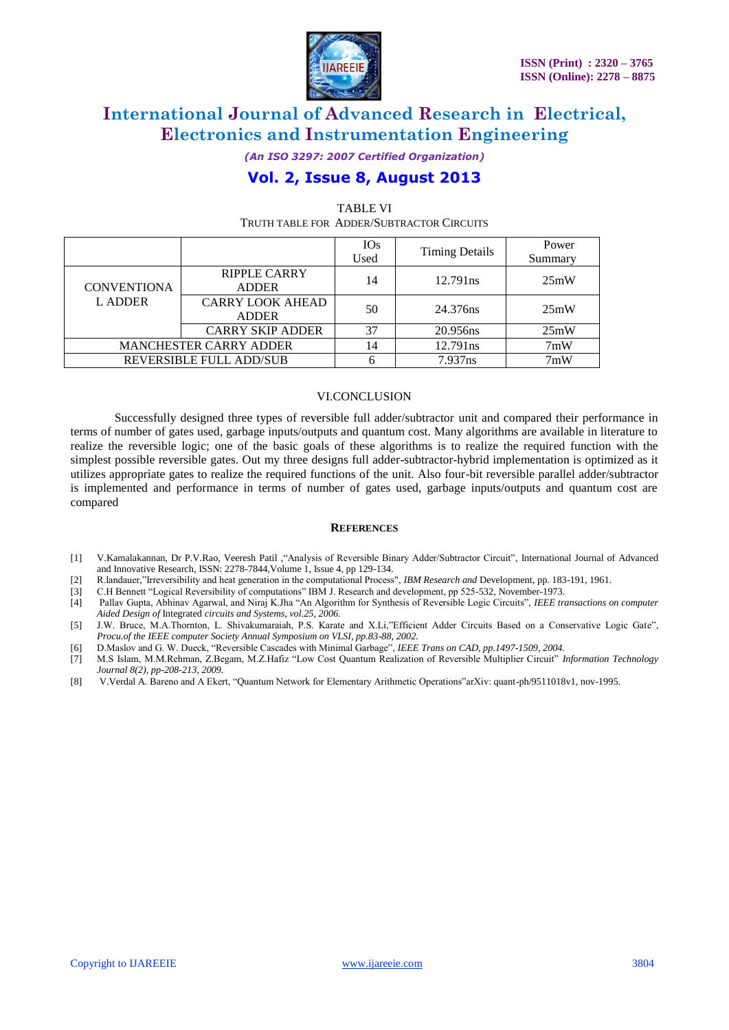TABLE VI
TRUTH TABLE FOR ADDER/SUBTRACTOR CIRCUITS

| | | IOs Used | Timing Details | Power Summary |
|---|---|---|---|---|
| CONVENTIONAL ADDER | RIPPLE CARRY ADDER | 14 | 12.791ns | 25mW |
| | CARRY LOOK AHEAD ADDER | 50 | 24.376ns | 25mW |
| | CARRY SKIP ADDER | 37 | 20.956ns | 25mW |
| MANCHESTER CARRY ADDER | | 14 | 12.791ns | 7mW |
| REVERSIBLE FULL ADD/SUB | | 6 | 7.937ns | 7mW |

## VI.CONCLUSION

Successfully designed three types of reversible full adder/subtractor unit and compared their performance in terms of number of gates used, garbage inputs/outputs and quantum cost. Many algorithms are available in literature to realize the reversible logic; one of the basic goals of these algorithms is to realize the required function with the simplest possible reversible gates. Out my three designs full adder-subtractor-hybrid implementation is optimized as it utilizes appropriate gates to realize the required functions of the unit. Also four-bit reversible parallel adder/subtractor is implemented and performance in terms of number of gates used, garbage inputs/outputs and quantum cost are compared

## REFERENCES

[1] V.Kamalakannan, Dr P.V.Rao, Veeresh Patil ,"Analysis of Reversible Binary Adder/Subtractor Circuit", International Journal of Advanced and Innovative Research, ISSN: 2278-7844,Volume 1, Issue 4, pp 129-134.

[2] R.landauer,"Irreversibility and heat generation in the computational Process", *IBM Research and* Development, pp. 183-191, 1961.

[3] C.H Bennett "Logical Reversibility of computations" IBM J. Research and development, pp 525-532, November-1973.

[4] Pallav Gupta, Abhinav Agarwal, and Niraj K.Jha "An Algorithm for Synthesis of Reversible Logic Circuits", *IEEE transactions on computer Aided Design of* Integrated *circuits and Systems, vol.25, 2006.*

[5] J.W. Bruce, M.A.Thornton, L. Shivakumaraiah, P.S. Karate and X.Li,"Efficient Adder Circuits Based on a Conservative Logic Gate", *Procu.of the IEEE computer Society Annual Symposium on VLSI, pp.83-88, 2002.*

[6] D.Maslov and G. W. Dueck, "Reversible Cascades with Minimal Garbage", *IEEE Trans on CAD, pp.1497-1509, 2004.*

[7] M.S Islam, M.M.Rehman, Z.Begam, M.Z.Hafiz "Low Cost Quantum Realization of Reversible Multiplier Circuit" *Information Technology Journal 8(2), pp-208-213, 2009.*

[8] V.Verdal A. Bareno and A Ekert, "Quantum Network for Elementary Arithmetic Operations"arXiv: quant-ph/9511018v1, nov-1995.